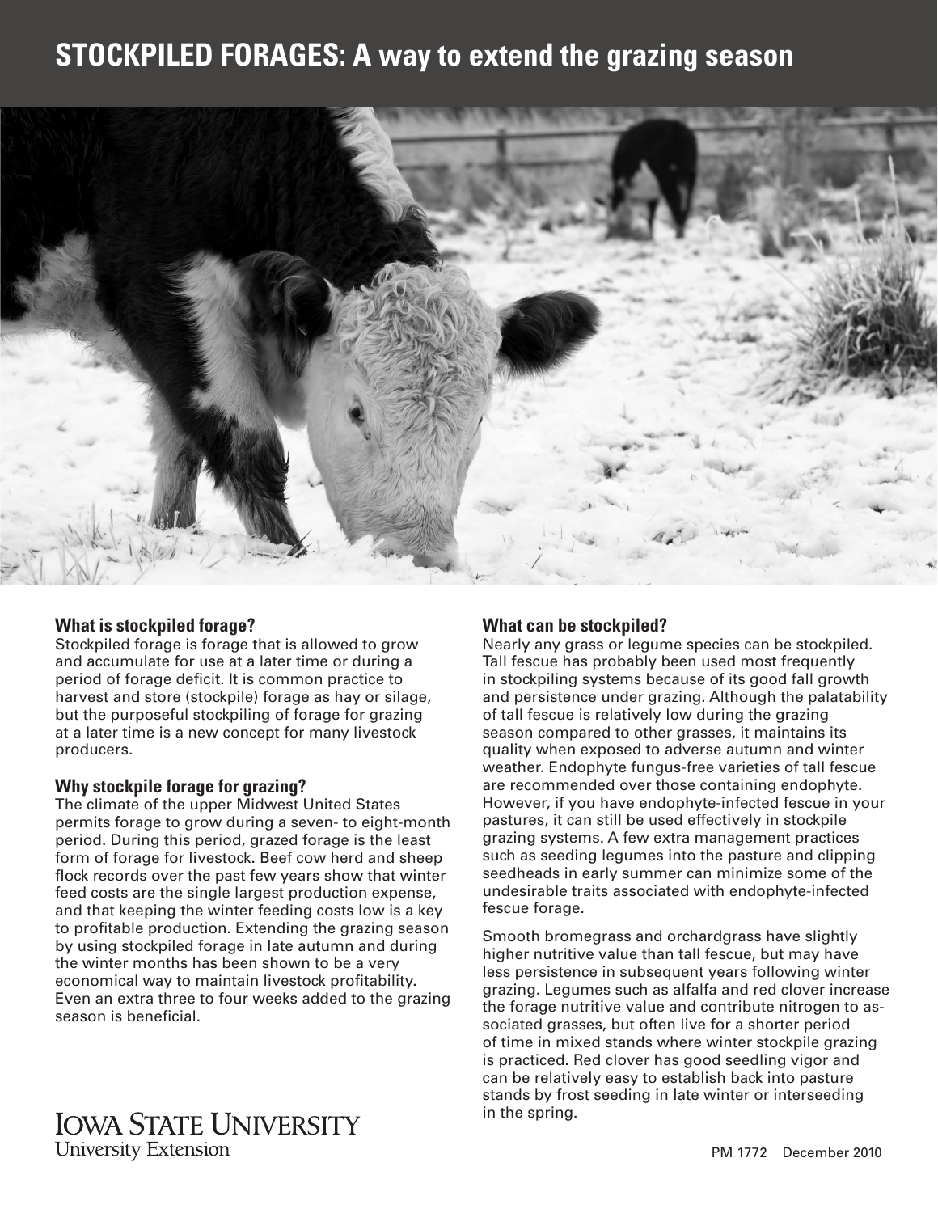# STOCKPILED FORAGES: A way to extend the grazing season

### What is stockpiled forage?

Stockpiled forage is forage that is allowed to grow and accumulate for use at a later time or during a period of forage deficit. It is common practice to harvest and store (stockpile) forage as hay or silage, but the purposeful stockpiling of forage for grazing at a later time is a new concept for many livestock producers.

### Why stockpile forage for grazing?

The climate of the upper Midwest United States permits forage to grow during a seven- to eight-month period. During this period, grazed forage is the least form of forage for livestock. Beef cow herd and sheep flock records over the past few years show that winter feed costs are the single largest production expense, and that keeping the winter feeding costs low is a key to profitable production. Extending the grazing season by using stockpiled forage in late autumn and during the winter months has been shown to be a very economical way to maintain livestock profitability. Even an extra three to four weeks added to the grazing season is beneficial.

### What can be stockpiled?

Nearly any grass or legume species can be stockpiled. Tall fescue has probably been used most frequently in stockpiling systems because of its good fall growth and persistence under grazing. Although the palatability of tall fescue is relatively low during the grazing season compared to other grasses, it maintains its quality when exposed to adverse autumn and winter weather. Endophyte fungus-free varieties of tall fescue are recommended over those containing endophyte. However, if you have endophyte-infected fescue in your pastures, it can still be used effectively in stockpile grazing systems. A few extra management practices such as seeding legumes into the pasture and clipping seedheads in early summer can minimize some of the undesirable traits associated with endophyte-infected fescue forage.

Smooth bromegrass and orchardgrass have slightly higher nutritive value than tall fescue, but may have less persistence in subsequent years following winter grazing. Legumes such as alfalfa and red clover increase the forage nutritive value and contribute nitrogen to associated grasses, but often live for a shorter period of time in mixed stands where winter stockpile grazing is practiced. Red clover has good seedling vigor and can be relatively easy to establish back into pasture stands by frost seeding in late winter or interseeding in the spring.

IOWA STATE UNIVERSITY
University Extension

PM 1772 December 2010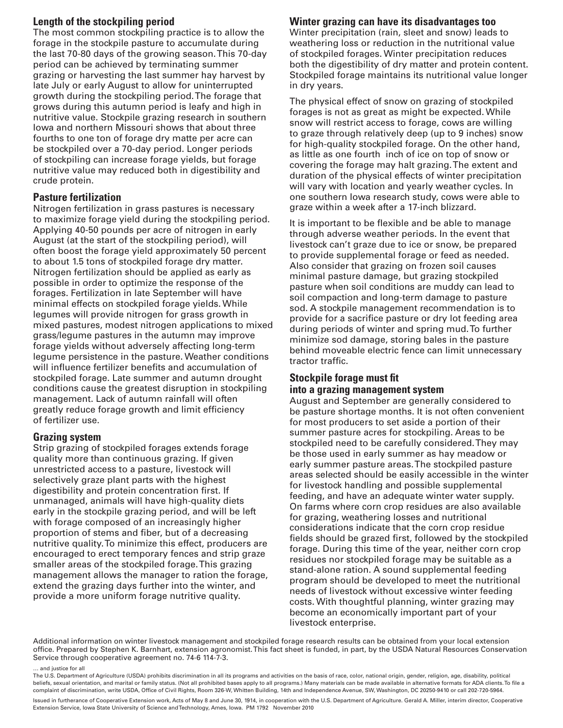## Length of the stockpiling period

The most common stockpiling practice is to allow the forage in the stockpile pasture to accumulate during the last 70-80 days of the growing season. This 70-day period can be achieved by terminating summer grazing or harvesting the last summer hay harvest by late July or early August to allow for uninterrupted growth during the stockpiling period. The forage that grows during this autumn period is leafy and high in nutritive value. Stockpile grazing research in southern Iowa and northern Missouri shows that about three fourths to one ton of forage dry matte per acre can be stockpiled over a 70-day period. Longer periods of stockpiling can increase forage yields, but forage nutritive value may reduced both in digestibility and crude protein.

## Pasture fertilization

Nitrogen fertilization in grass pastures is necessary to maximize forage yield during the stockpiling period. Applying 40-50 pounds per acre of nitrogen in early August (at the start of the stockpiling period), will often boost the forage yield approximately 50 percent to about 1.5 tons of stockpiled forage dry matter. Nitrogen fertilization should be applied as early as possible in order to optimize the response of the forages. Fertilization in late September will have minimal effects on stockpiled forage yields. While legumes will provide nitrogen for grass growth in mixed pastures, modest nitrogen applications to mixed grass/legume pastures in the autumn may improve forage yields without adversely affecting long-term legume persistence in the pasture. Weather conditions will influence fertilizer benefits and accumulation of stockpiled forage. Late summer and autumn drought conditions cause the greatest disruption in stockpiling management. Lack of autumn rainfall will often greatly reduce forage growth and limit efficiency of fertilizer use.

## Grazing system

Strip grazing of stockpiled forages extends forage quality more than continuous grazing. If given unrestricted access to a pasture, livestock will selectively graze plant parts with the highest digestibility and protein concentration first. If unmanaged, animals will have high-quality diets early in the stockpile grazing period, and will be left with forage composed of an increasingly higher proportion of stems and fiber, but of a decreasing nutritive quality. To minimize this effect, producers are encouraged to erect temporary fences and strip graze smaller areas of the stockpiled forage. This grazing management allows the manager to ration the forage, extend the grazing days further into the winter, and provide a more uniform forage nutritive quality.

## Winter grazing can have its disadvantages too

Winter precipitation (rain, sleet and snow) leads to weathering loss or reduction in the nutritional value of stockpiled forages. Winter precipitation reduces both the digestibility of dry matter and protein content. Stockpiled forage maintains its nutritional value longer in dry years.

The physical effect of snow on grazing of stockpiled forages is not as great as might be expected. While snow will restrict access to forage, cows are willing to graze through relatively deep (up to 9 inches) snow for high-quality stockpiled forage. On the other hand, as little as one fourth inch of ice on top of snow or covering the forage may halt grazing. The extent and duration of the physical effects of winter precipitation will vary with location and yearly weather cycles. In one southern Iowa research study, cows were able to graze within a week after a 17-inch blizzard.

It is important to be flexible and be able to manage through adverse weather periods. In the event that livestock can't graze due to ice or snow, be prepared to provide supplemental forage or feed as needed. Also consider that grazing on frozen soil causes minimal pasture damage, but grazing stockpiled pasture when soil conditions are muddy can lead to soil compaction and long-term damage to pasture sod. A stockpile management recommendation is to provide for a sacrifice pasture or dry lot feeding area during periods of winter and spring mud. To further minimize sod damage, storing bales in the pasture behind moveable electric fence can limit unnecessary tractor traffic.

## Stockpile forage must fit into a grazing management system

August and September are generally considered to be pasture shortage months. It is not often convenient for most producers to set aside a portion of their summer pasture acres for stockpiling. Areas to be stockpiled need to be carefully considered. They may be those used in early summer as hay meadow or early summer pasture areas. The stockpiled pasture areas selected should be easily accessible in the winter for livestock handling and possible supplemental feeding, and have an adequate winter water supply. On farms where corn crop residues are also available for grazing, weathering losses and nutritional considerations indicate that the corn crop residue fields should be grazed first, followed by the stockpiled forage. During this time of the year, neither corn crop residues nor stockpiled forage may be suitable as a stand-alone ration. A sound supplemental feeding program should be developed to meet the nutritional needs of livestock without excessive winter feeding costs. With thoughtful planning, winter grazing may become an economically important part of your livestock enterprise.

Additional information on winter livestock management and stockpiled forage research results can be obtained from your local extension office. Prepared by Stephen K. Barnhart, extension agronomist. This fact sheet is funded, in part, by the USDA Natural Resources Conservation Service through cooperative agreement no. 74-6 114-7-3.

... and justice for all

The U.S. Department of Agriculture (USDA) prohibits discrimination in all its programs and activities on the basis of race, color, national origin, gender, religion, age, disability, political beliefs, sexual orientation, and marital or family status. (Not all prohibited bases apply to all programs.) Many materials can be made available in alternative formats for ADA clients. To file a complaint of discrimination, write USDA, Office of Civil Rights, Room 326-W, Whitten Building, 14th and Independence Avenue, SW, Washington, DC 20250-9410 or call 202-720-5964.

Issued in furtherance of Cooperative Extension work, Acts of May 8 and June 30, 1914, in cooperation with the U.S. Department of Agriculture. Gerald A. Miller, interim director, Cooperative Extension Service, Iowa State University of Science and Technology, Ames, Iowa. PM 1792 November 2010